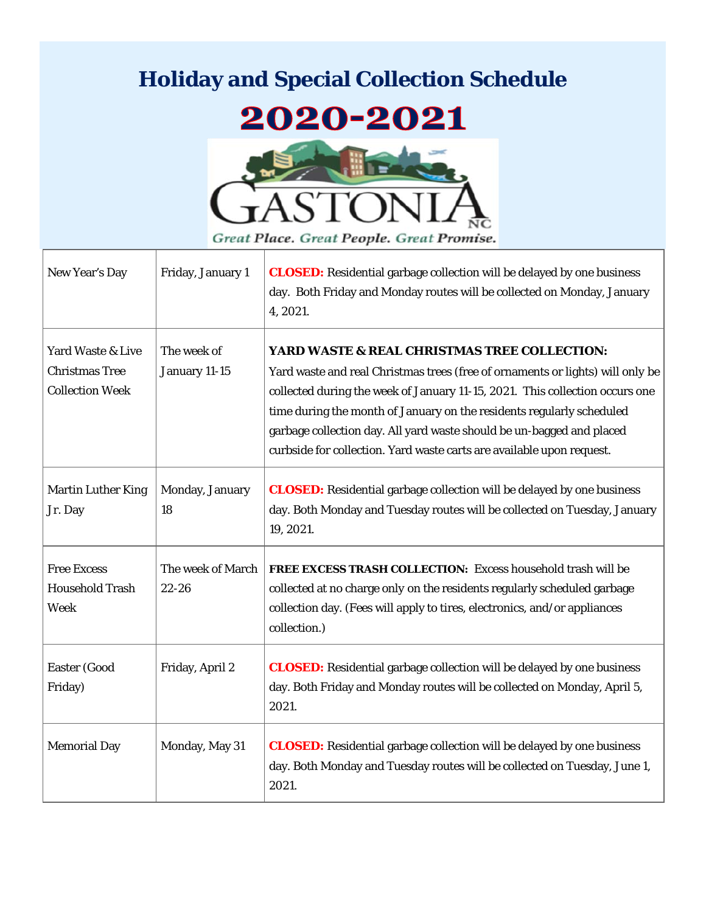# Holiday and Special Collection Schedule

## 2020-2021

GASTONIA NC

*Great Place. Great People. Great Promise.*

| | | |
|---|---|---|
| New Year's Day | Friday, January 1 | **CLOSED:** Residential garbage collection will be delayed by one business day. Both Friday and Monday routes will be collected on Monday, January 4, 2021. |
| Yard Waste & Live Christmas Tree Collection Week | The week of January 11-15 | **YARD WASTE & REAL CHRISTMAS TREE COLLECTION:** Yard waste and real Christmas trees (free of ornaments or lights) will only be collected during the week of January 11-15, 2021. This collection occurs one time during the month of January on the residents regularly scheduled garbage collection day. All yard waste should be un-bagged and placed curbside for collection. Yard waste carts are available upon request. |
| Martin Luther King Jr. Day | Monday, January 18 | **CLOSED:** Residential garbage collection will be delayed by one business day. Both Monday and Tuesday routes will be collected on Tuesday, January 19, 2021. |
| Free Excess Household Trash Week | The week of March 22-26 | **FREE EXCESS TRASH COLLECTION:** Excess household trash will be collected at no charge only on the residents regularly scheduled garbage collection day. (Fees will apply to tires, electronics, and/or appliances collection.) |
| Easter (Good Friday) | Friday, April 2 | **CLOSED:** Residential garbage collection will be delayed by one business day. Both Friday and Monday routes will be collected on Monday, April 5, 2021. |
| Memorial Day | Monday, May 31 | **CLOSED:** Residential garbage collection will be delayed by one business day. Both Monday and Tuesday routes will be collected on Tuesday, June 1, 2021. |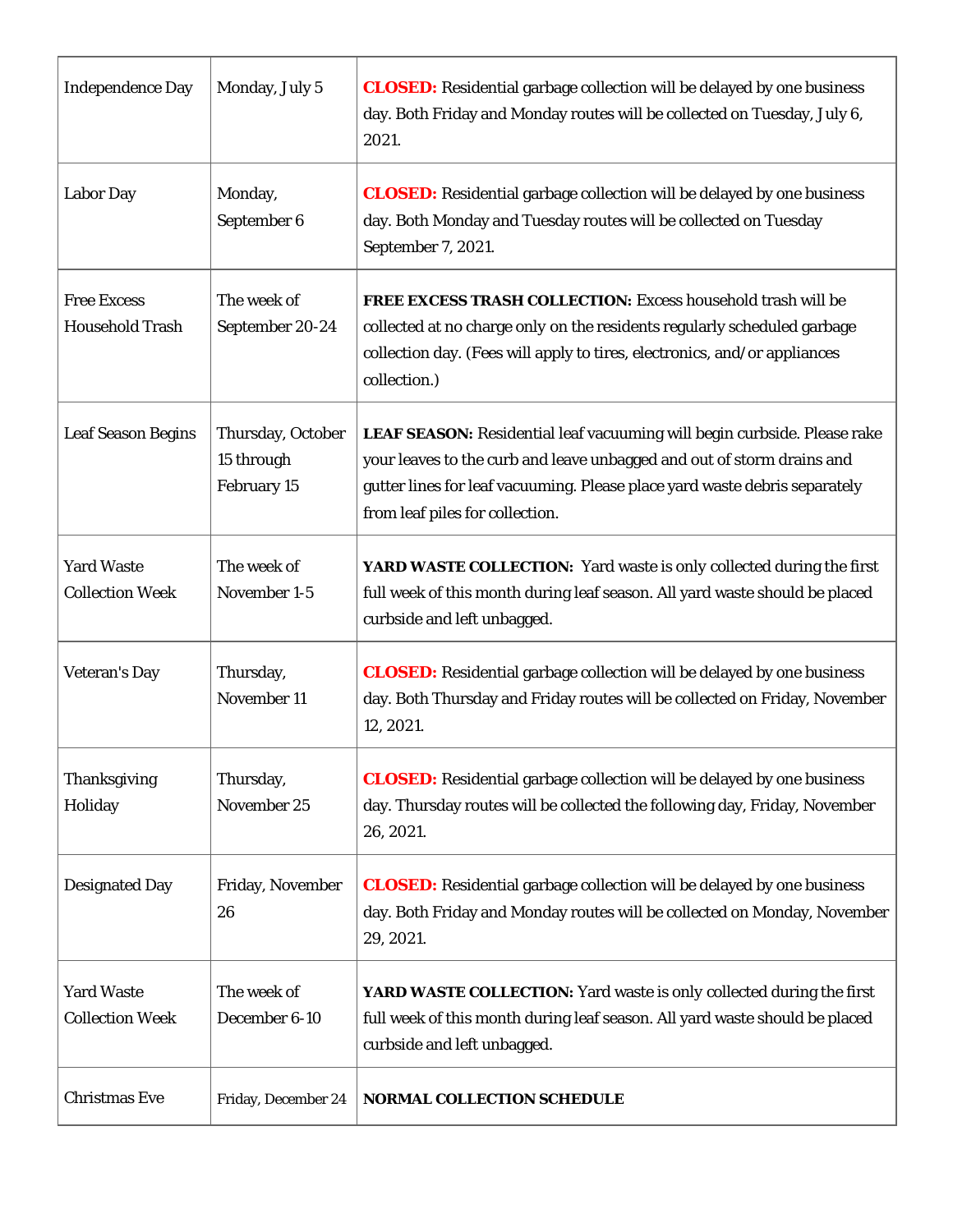| Independence Day | Monday, July 5 | **CLOSED:** Residential garbage collection will be delayed by one business day. Both Friday and Monday routes will be collected on Tuesday, July 6, 2021. |
|---|---|---|
| Labor Day | Monday, September 6 | **CLOSED:** Residential garbage collection will be delayed by one business day. Both Monday and Tuesday routes will be collected on Tuesday September 7, 2021. |
| Free Excess Household Trash | The week of September 20-24 | **FREE EXCESS TRASH COLLECTION:** Excess household trash will be collected at no charge only on the residents regularly scheduled garbage collection day. (Fees will apply to tires, electronics, and/or appliances collection.) |
| Leaf Season Begins | Thursday, October 15 through February 15 | **LEAF SEASON:** Residential leaf vacuuming will begin curbside. Please rake your leaves to the curb and leave unbagged and out of storm drains and gutter lines for leaf vacuuming. Please place yard waste debris separately from leaf piles for collection. |
| Yard Waste Collection Week | The week of November 1-5 | **YARD WASTE COLLECTION:** Yard waste is only collected during the first full week of this month during leaf season. All yard waste should be placed curbside and left unbagged. |
| Veteran's Day | Thursday, November 11 | **CLOSED:** Residential garbage collection will be delayed by one business day. Both Thursday and Friday routes will be collected on Friday, November 12, 2021. |
| Thanksgiving Holiday | Thursday, November 25 | **CLOSED:** Residential garbage collection will be delayed by one business day. Thursday routes will be collected the following day, Friday, November 26, 2021. |
| Designated Day | Friday, November 26 | **CLOSED:** Residential garbage collection will be delayed by one business day. Both Friday and Monday routes will be collected on Monday, November 29, 2021. |
| Yard Waste Collection Week | The week of December 6-10 | **YARD WASTE COLLECTION:** Yard waste is only collected during the first full week of this month during leaf season. All yard waste should be placed curbside and left unbagged. |
| Christmas Eve | Friday, December 24 | **NORMAL COLLECTION SCHEDULE** |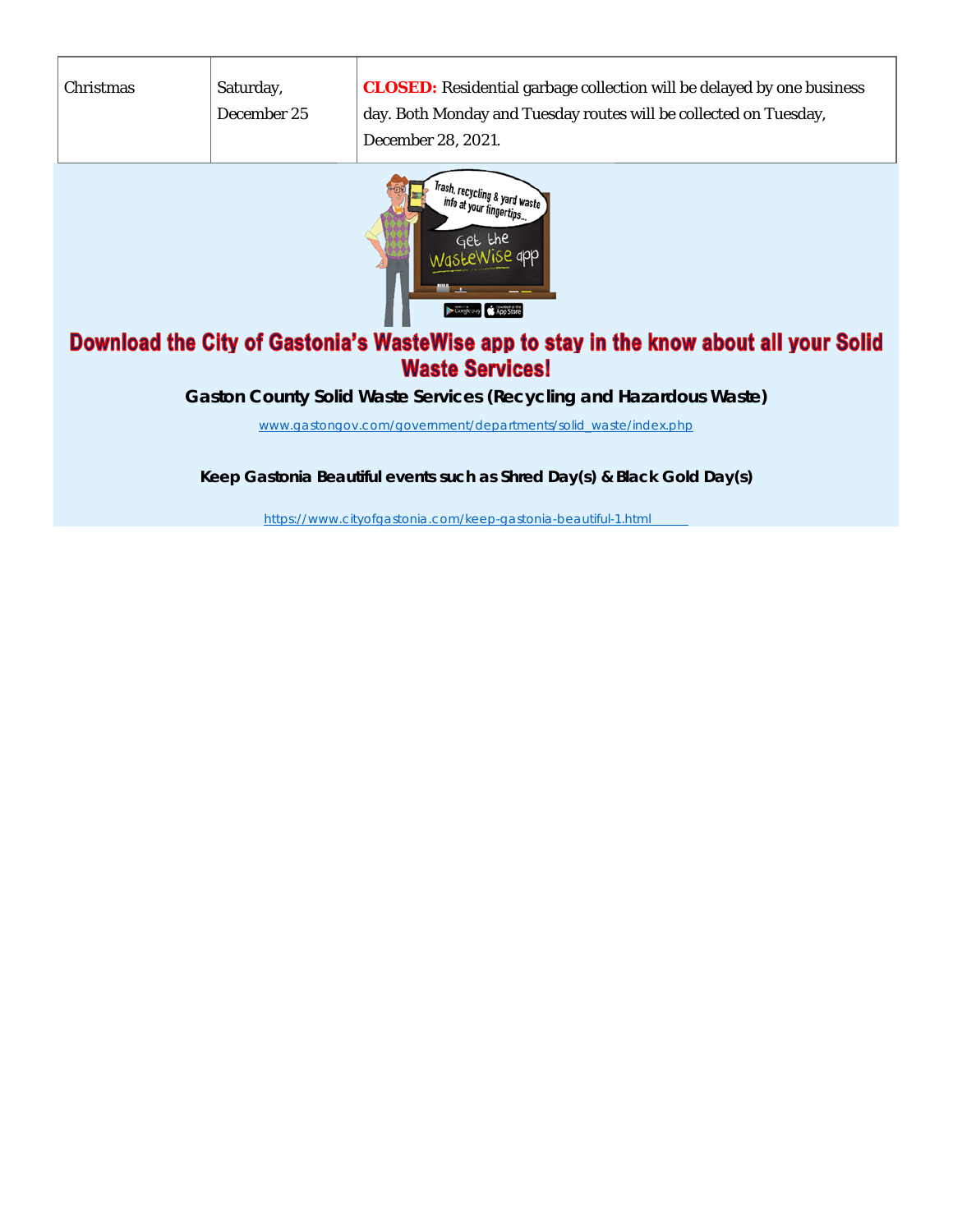| | | |
|---|---|---|
| Christmas | Saturday, December 25 | **CLOSED:** Residential garbage collection will be delayed by one business day. Both Monday and Tuesday routes will be collected on Tuesday, December 28, 2021. |

**Download the City of Gastonia's WasteWise app to stay in the know about all your Solid Waste Services!**

**Gaston County Solid Waste Services (Recycling and Hazardous Waste)**

www.gastongov.com/government/departments/solid_waste/index.php

**Keep Gastonia Beautiful events such as Shred Day(s) & Black Gold Day(s)**

https://www.cityofgastonia.com/keep-gastonia-beautiful-1.html